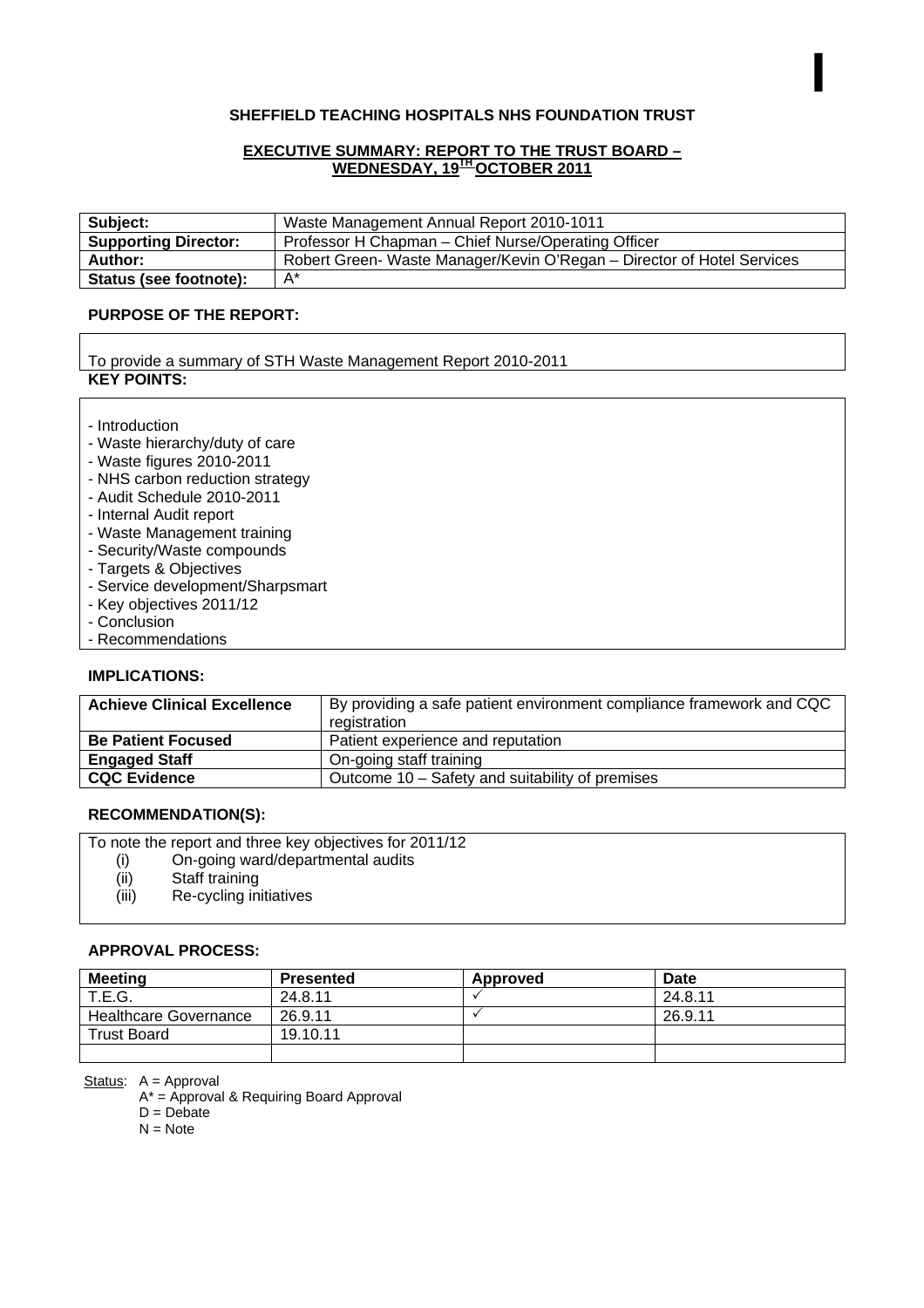I

**SHEFFIELD TEACHING HOSPITALS NHS FOUNDATION TRUST**

**EXECUTIVE SUMMARY: REPORT TO THE TRUST BOARD – WEDNESDAY, 19TH OCTOBER 2011**

| **Subject:** | Waste Management Annual Report 2010-1011 |
|---|---|
| **Supporting Director:** | Professor H Chapman – Chief Nurse/Operating Officer |
| **Author:** | Robert Green- Waste Manager/Kevin O'Regan – Director of Hotel Services |
| **Status (see footnote):** | A* |

**PURPOSE OF THE REPORT:**

To provide a summary of STH Waste Management Report 2010-2011

**KEY POINTS:**

- Introduction
- Waste hierarchy/duty of care
- Waste figures 2010-2011
- NHS carbon reduction strategy
- Audit Schedule 2010-2011
- Internal Audit report
- Waste Management training
- Security/Waste compounds
- Targets & Objectives
- Service development/Sharpsmart
- Key objectives 2011/12
- Conclusion
- Recommendations

**IMPLICATIONS:**

| **Achieve Clinical Excellence** | By providing a safe patient environment compliance framework and CQC registration |
|---|---|
| **Be Patient Focused** | Patient experience and reputation |
| **Engaged Staff** | On-going staff training |
| **CQC Evidence** | Outcome 10 – Safety and suitability of premises |

**RECOMMENDATION(S):**

To note the report and three key objectives for 2011/12

- (i) On-going ward/departmental audits
- (ii) Staff training
- (iii) Re-cycling initiatives

**APPROVAL PROCESS:**

| **Meeting** | **Presented** | **Approved** | **Date** |
|---|---|---|---|
| T.E.G. | 24.8.11 | ✓ | 24.8.11 |
| Healthcare Governance | 26.9.11 | ✓ | 26.9.11 |
| Trust Board | 19.10.11 | | |
| | | | |

Status: A = Approval
A* = Approval & Requiring Board Approval
D = Debate
N = Note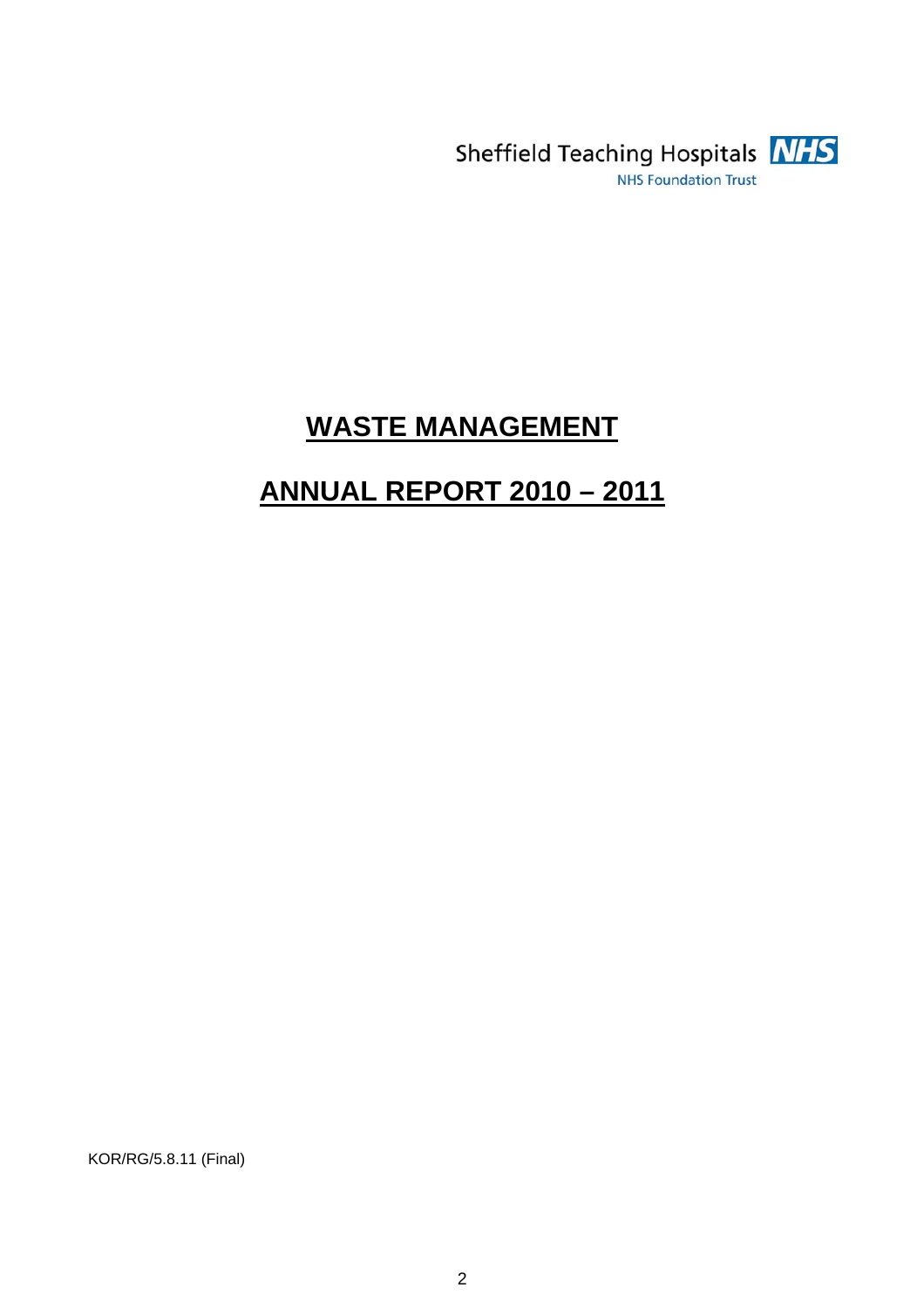Sheffield Teaching Hospitals NHS
NHS Foundation Trust

# WASTE MANAGEMENT

# ANNUAL REPORT 2010 – 2011

KOR/RG/5.8.11 (Final)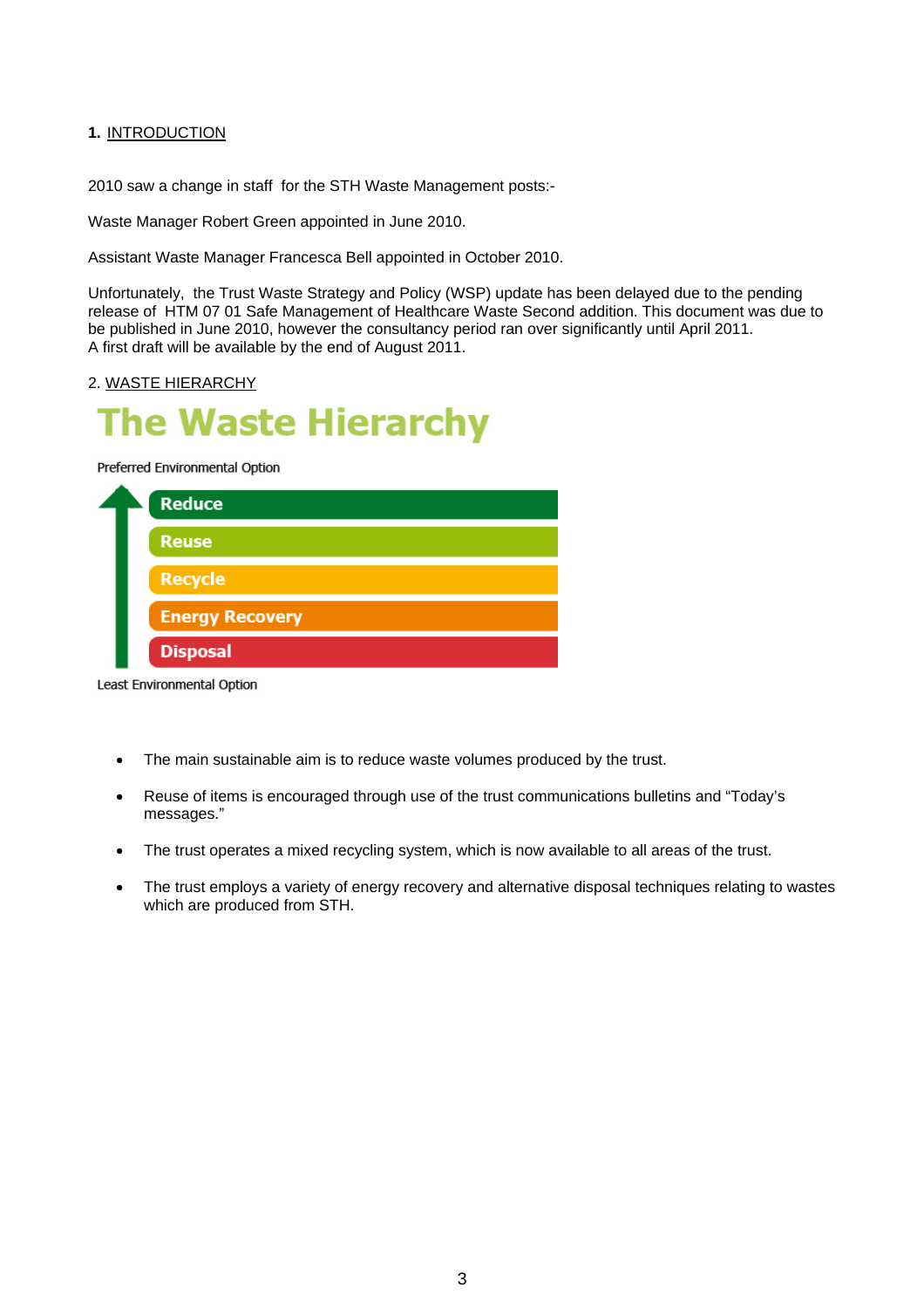## 1. INTRODUCTION

2010 saw a change in staff for the STH Waste Management posts:-

Waste Manager Robert Green appointed in June 2010.

Assistant Waste Manager Francesca Bell appointed in October 2010.

Unfortunately, the Trust Waste Strategy and Policy (WSP) update has been delayed due to the pending release of HTM 07 01 Safe Management of Healthcare Waste Second addition. This document was due to be published in June 2010, however the consultancy period ran over significantly until April 2011. A first draft will be available by the end of August 2011.

## 2. WASTE HIERARCHY

### The Waste Hierarchy

Preferred Environmental Option

- Reduce
- Reuse
- Recycle
- Energy Recovery
- Disposal

Least Environmental Option

- The main sustainable aim is to reduce waste volumes produced by the trust.
- Reuse of items is encouraged through use of the trust communications bulletins and "Today's messages."
- The trust operates a mixed recycling system, which is now available to all areas of the trust.
- The trust employs a variety of energy recovery and alternative disposal techniques relating to wastes which are produced from STH.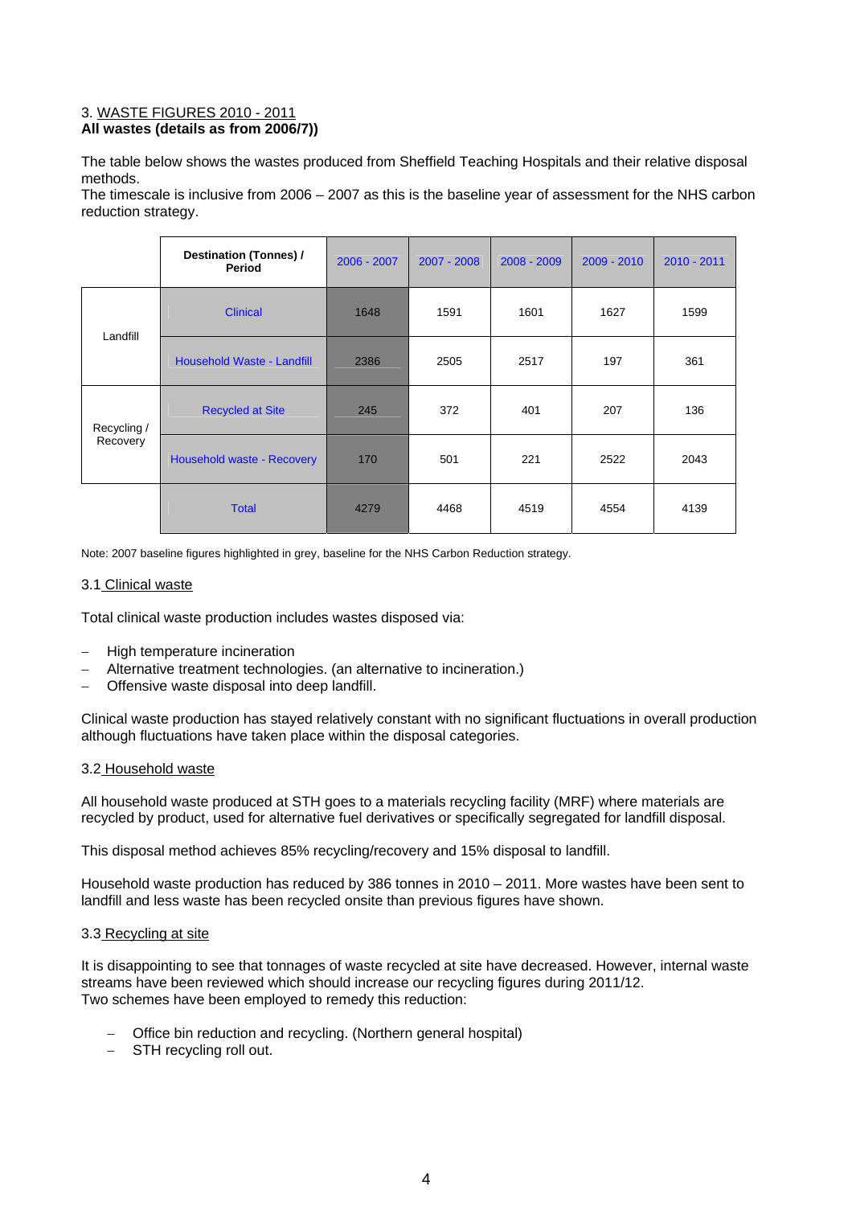3. WASTE FIGURES 2010 - 2011
**All wastes (details as from 2006/7))**

The table below shows the wastes produced from Sheffield Teaching Hospitals and their relative disposal methods.
The timescale is inclusive from 2006 – 2007 as this is the baseline year of assessment for the NHS carbon reduction strategy.

| | **Destination (Tonnes) / Period** | 2006 - 2007 | 2007 - 2008 | 2008 - 2009 | 2009 - 2010 | 2010 - 2011 |
|---|---|---|---|---|---|---|
| Landfill | Clinical | 1648 | 1591 | 1601 | 1627 | 1599 |
| | Household Waste - Landfill | 2386 | 2505 | 2517 | 197 | 361 |
| Recycling / Recovery | Recycled at Site | 245 | 372 | 401 | 207 | 136 |
| | Household waste - Recovery | 170 | 501 | 221 | 2522 | 2043 |
| | Total | 4279 | 4468 | 4519 | 4554 | 4139 |

Note: 2007 baseline figures highlighted in grey, baseline for the NHS Carbon Reduction strategy.

3.1 Clinical waste

Total clinical waste production includes wastes disposed via:

- High temperature incineration
- Alternative treatment technologies. (an alternative to incineration.)
- Offensive waste disposal into deep landfill.

Clinical waste production has stayed relatively constant with no significant fluctuations in overall production although fluctuations have taken place within the disposal categories.

3.2 Household waste

All household waste produced at STH goes to a materials recycling facility (MRF) where materials are recycled by product, used for alternative fuel derivatives or specifically segregated for landfill disposal.

This disposal method achieves 85% recycling/recovery and 15% disposal to landfill.

Household waste production has reduced by 386 tonnes in 2010 – 2011. More wastes have been sent to landfill and less waste has been recycled onsite than previous figures have shown.

3.3 Recycling at site

It is disappointing to see that tonnages of waste recycled at site have decreased. However, internal waste streams have been reviewed which should increase our recycling figures during 2011/12.
Two schemes have been employed to remedy this reduction:

- Office bin reduction and recycling. (Northern general hospital)
- STH recycling roll out.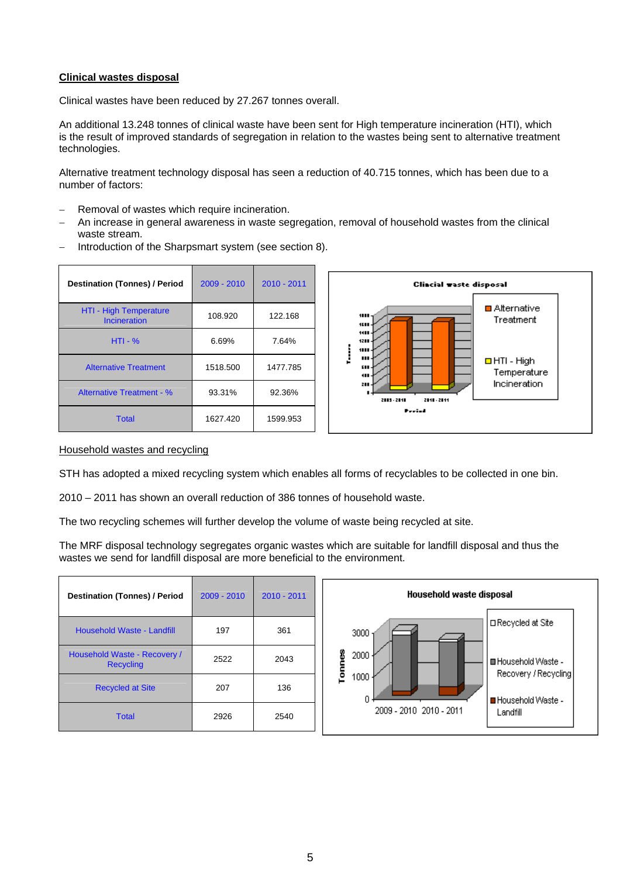## Clinical wastes disposal

Clinical wastes have been reduced by 27.267 tonnes overall.

An additional 13.248 tonnes of clinical waste have been sent for High temperature incineration (HTI), which is the result of improved standards of segregation in relation to the wastes being sent to alternative treatment technologies.

Alternative treatment technology disposal has seen a reduction of 40.715 tonnes, which has been due to a number of factors:

- Removal of wastes which require incineration.
- An increase in general awareness in waste segregation, removal of household wastes from the clinical waste stream.
- Introduction of the Sharpsmart system (see section 8).

| Destination (Tonnes) / Period | 2009 - 2010 | 2010 - 2011 |
|---|---|---|
| HTI - High Temperature Incineration | 108.920 | 122.168 |
| HTI - % | 6.69% | 7.64% |
| Alternative Treatment | 1518.500 | 1477.785 |
| Alternative Treatment - % | 93.31% | 92.36% |
| Total | 1627.420 | 1599.953 |

Household wastes and recycling

STH has adopted a mixed recycling system which enables all forms of recyclables to be collected in one bin.

2010 – 2011 has shown an overall reduction of 386 tonnes of household waste.

The two recycling schemes will further develop the volume of waste being recycled at site.

The MRF disposal technology segregates organic wastes which are suitable for landfill disposal and thus the wastes we send for landfill disposal are more beneficial to the environment.

| Destination (Tonnes) / Period | 2009 - 2010 | 2010 - 2011 |
|---|---|---|
| Household Waste - Landfill | 197 | 361 |
| Household Waste - Recovery / Recycling | 2522 | 2043 |
| Recycled at Site | 207 | 136 |
| Total | 2926 | 2540 |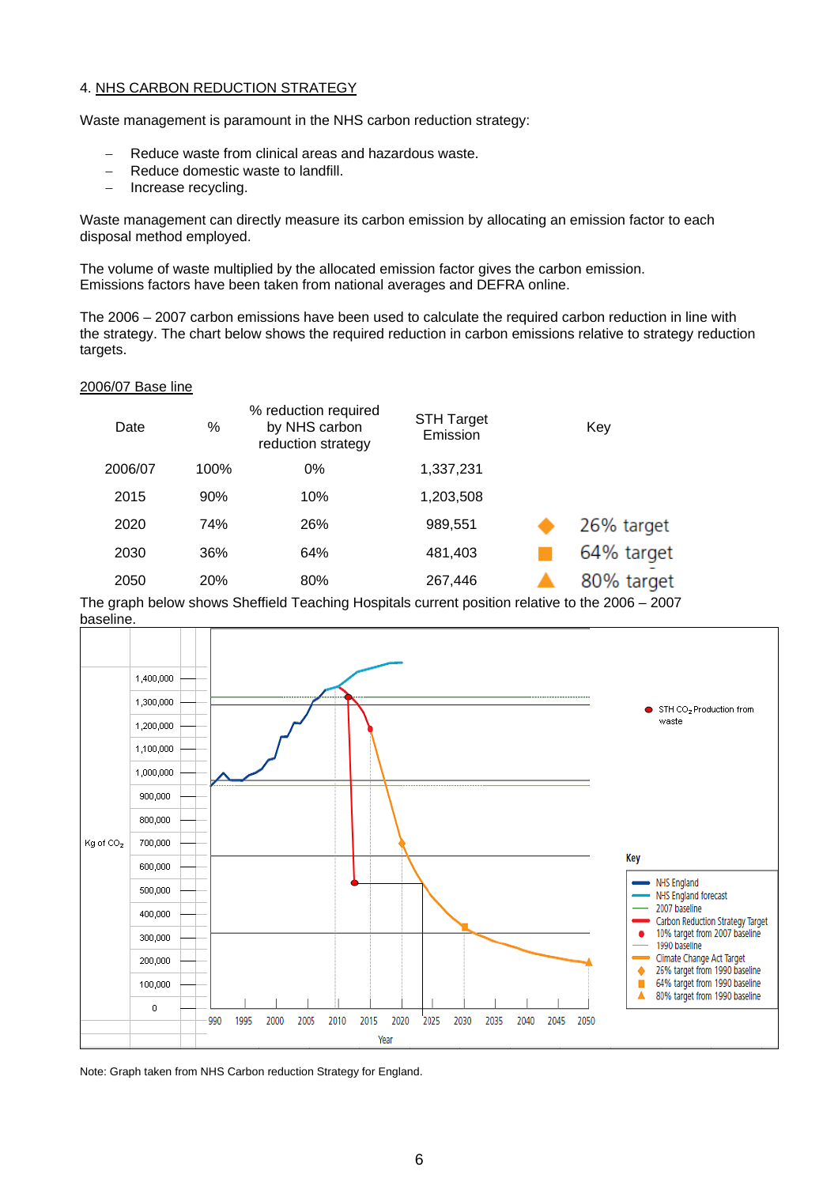## 4. NHS CARBON REDUCTION STRATEGY

Waste management is paramount in the NHS carbon reduction strategy:

- Reduce waste from clinical areas and hazardous waste.
- Reduce domestic waste to landfill.
- Increase recycling.

Waste management can directly measure its carbon emission by allocating an emission factor to each disposal method employed.

The volume of waste multiplied by the allocated emission factor gives the carbon emission. Emissions factors have been taken from national averages and DEFRA online.

The 2006 – 2007 carbon emissions have been used to calculate the required carbon reduction in line with the strategy. The chart below shows the required reduction in carbon emissions relative to strategy reduction targets.

2006/07 Base line

| Date | % | % reduction required by NHS carbon reduction strategy | STH Target Emission | Key |
|---|---|---|---|---|
| 2006/07 | 100% | 0% | 1,337,231 | |
| 2015 | 90% | 10% | 1,203,508 | |
| 2020 | 74% | 26% | 989,551 | ◆ 26% target |
| 2030 | 36% | 64% | 481,403 | ■ 64% target |
| 2050 | 20% | 80% | 267,446 | ▲ 80% target |

The graph below shows Sheffield Teaching Hospitals current position relative to the 2006 – 2007 baseline.

Note: Graph taken from NHS Carbon reduction Strategy for England.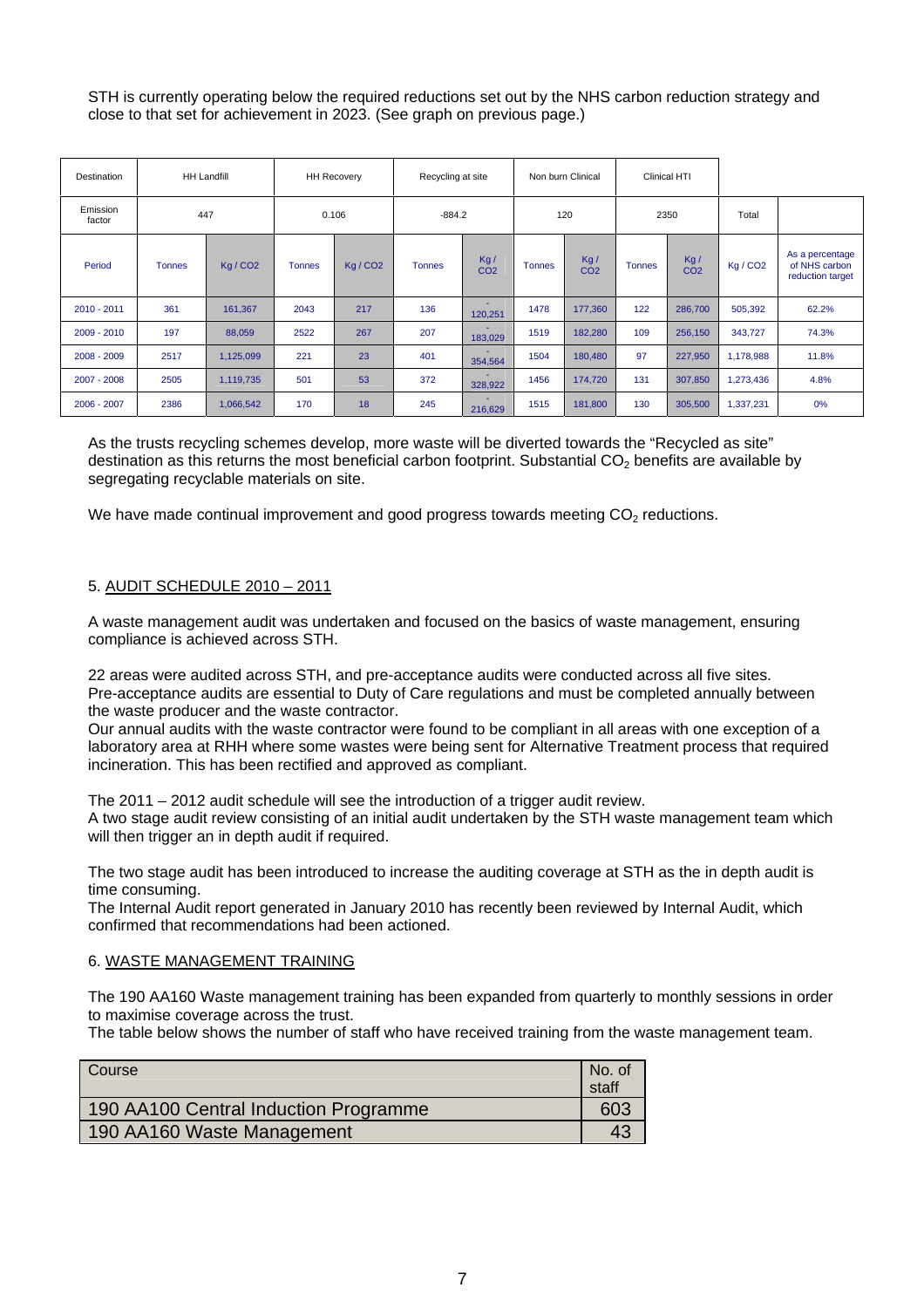STH is currently operating below the required reductions set out by the NHS carbon reduction strategy and close to that set for achievement in 2023. (See graph on previous page.)

| Destination | HH Landfill | | HH Recovery | | Recycling at site | | Non burn Clinical | | Clinical HTI | | | |
|---|---|---|---|---|---|---|---|---|---|---|---|---|
| Emission factor | 447 | | 0.106 | | -884.2 | | 120 | | 2350 | | Total | |
| Period | Tonnes | Kg / CO2 | Tonnes | Kg / CO2 | Tonnes | Kg / CO2 | Tonnes | Kg / CO2 | Tonnes | Kg / CO2 | Kg / CO2 | As a percentage of NHS carbon reduction target |
| 2010 - 2011 | 361 | 161,367 | 2043 | 217 | 136 | -120,251 | 1478 | 177,360 | 122 | 286,700 | 505,392 | 62.2% |
| 2009 - 2010 | 197 | 88,059 | 2522 | 267 | 207 | -183,029 | 1519 | 182,280 | 109 | 256,150 | 343,727 | 74.3% |
| 2008 - 2009 | 2517 | 1,125,099 | 221 | 23 | 401 | -354,564 | 1504 | 180,480 | 97 | 227,950 | 1,178,988 | 11.8% |
| 2007 - 2008 | 2505 | 1,119,735 | 501 | 53 | 372 | -328,922 | 1456 | 174,720 | 131 | 307,850 | 1,273,436 | 4.8% |
| 2006 - 2007 | 2386 | 1,066,542 | 170 | 18 | 245 | -216,629 | 1515 | 181,800 | 130 | 305,500 | 1,337,231 | 0% |

As the trusts recycling schemes develop, more waste will be diverted towards the "Recycled as site" destination as this returns the most beneficial carbon footprint. Substantial $CO_2$ benefits are available by segregating recyclable materials on site.

We have made continual improvement and good progress towards meeting $CO_2$ reductions.

## 5. AUDIT SCHEDULE 2010 – 2011

A waste management audit was undertaken and focused on the basics of waste management, ensuring compliance is achieved across STH.

22 areas were audited across STH, and pre-acceptance audits were conducted across all five sites. Pre-acceptance audits are essential to Duty of Care regulations and must be completed annually between the waste producer and the waste contractor.
Our annual audits with the waste contractor were found to be compliant in all areas with one exception of a laboratory area at RHH where some wastes were being sent for Alternative Treatment process that required incineration. This has been rectified and approved as compliant.

The 2011 – 2012 audit schedule will see the introduction of a trigger audit review.
A two stage audit review consisting of an initial audit undertaken by the STH waste management team which will then trigger an in depth audit if required.

The two stage audit has been introduced to increase the auditing coverage at STH as the in depth audit is time consuming.
The Internal Audit report generated in January 2010 has recently been reviewed by Internal Audit, which confirmed that recommendations had been actioned.

## 6. WASTE MANAGEMENT TRAINING

The 190 AA160 Waste management training has been expanded from quarterly to monthly sessions in order to maximise coverage across the trust.
The table below shows the number of staff who have received training from the waste management team.

| Course | No. of staff |
|---|---|
| 190 AA100 Central Induction Programme | 603 |
| 190 AA160 Waste Management | 43 |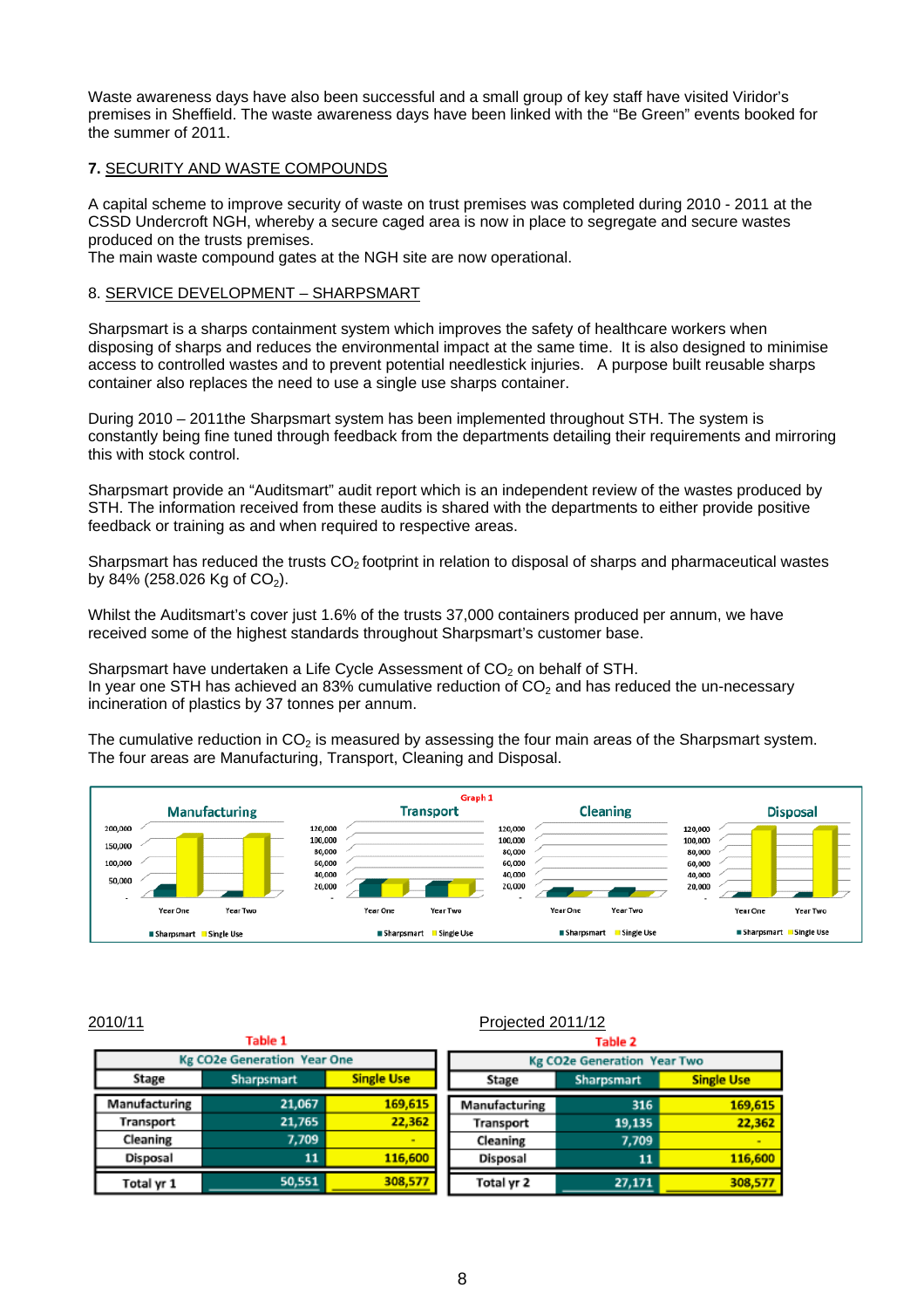Waste awareness days have also been successful and a small group of key staff have visited Viridor's premises in Sheffield. The waste awareness days have been linked with the "Be Green" events booked for the summer of 2011.

**7.** SECURITY AND WASTE COMPOUNDS

A capital scheme to improve security of waste on trust premises was completed during 2010 - 2011 at the CSSD Undercroft NGH, whereby a secure caged area is now in place to segregate and secure wastes produced on the trusts premises.
The main waste compound gates at the NGH site are now operational.

8. SERVICE DEVELOPMENT – SHARPSMART

Sharpsmart is a sharps containment system which improves the safety of healthcare workers when disposing of sharps and reduces the environmental impact at the same time. It is also designed to minimise access to controlled wastes and to prevent potential needlestick injuries. A purpose built reusable sharps container also replaces the need to use a single use sharps container.

During 2010 – 2011the Sharpsmart system has been implemented throughout STH. The system is constantly being fine tuned through feedback from the departments detailing their requirements and mirroring this with stock control.

Sharpsmart provide an "Auditsmart" audit report which is an independent review of the wastes produced by STH. The information received from these audits is shared with the departments to either provide positive feedback or training as and when required to respective areas.

Sharpsmart has reduced the trusts $CO_2$ footprint in relation to disposal of sharps and pharmaceutical wastes by 84% (258.026 Kg of $CO_2$).

Whilst the Auditsmart's cover just 1.6% of the trusts 37,000 containers produced per annum, we have received some of the highest standards throughout Sharpsmart's customer base.

Sharpsmart have undertaken a Life Cycle Assessment of $CO_2$ on behalf of STH.
In year one STH has achieved an 83% cumulative reduction of $CO_2$ and has reduced the un-necessary incineration of plastics by 37 tonnes per annum.

The cumulative reduction in $CO_2$ is measured by assessing the four main areas of the Sharpsmart system. The four areas are Manufacturing, Transport, Cleaning and Disposal.

Graph 1

2010/11

Table 1

| Kg CO2e Generation Year One | | |
|---|---|---|
| Stage | Sharpsmart | Single Use |
| Manufacturing | 21,067 | 169,615 |
| Transport | 21,765 | 22,362 |
| Cleaning | 7,709 | - |
| Disposal | 11 | 116,600 |
| Total yr 1 | 50,551 | 308,577 |

Projected 2011/12

Table 2

| Kg CO2e Generation Year Two | | |
|---|---|---|
| Stage | Sharpsmart | Single Use |
| Manufacturing | 316 | 169,615 |
| Transport | 19,135 | 22,362 |
| Cleaning | 7,709 | - |
| Disposal | 11 | 116,600 |
| Total yr 2 | 27,171 | 308,577 |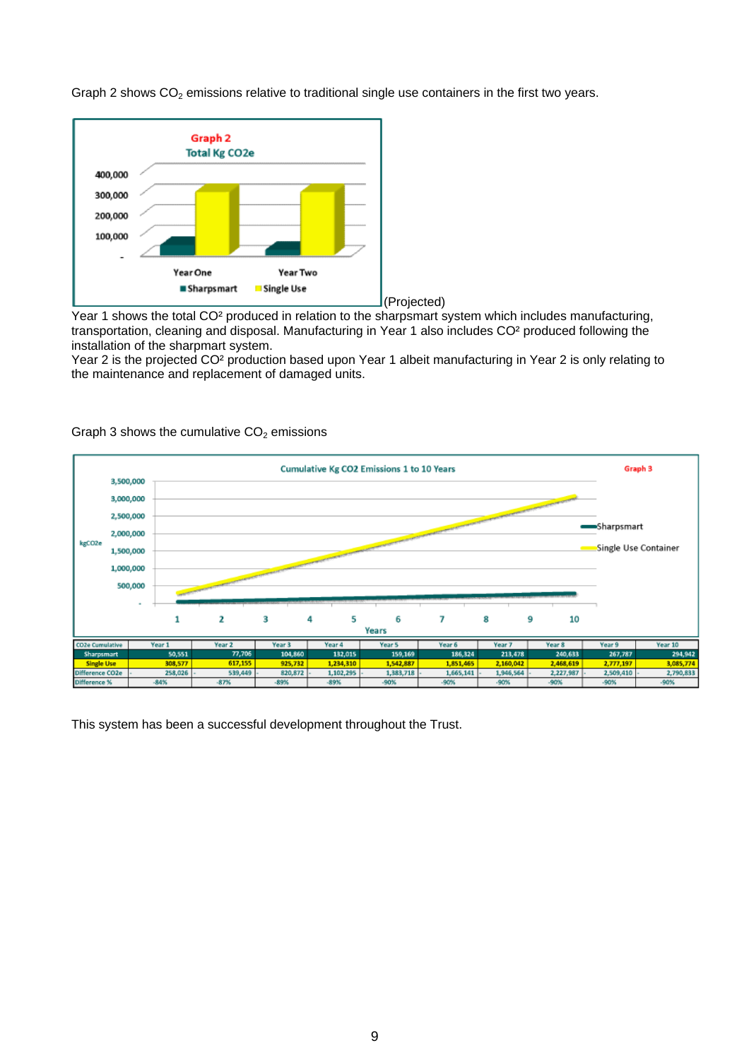Graph 2 shows $CO_2$ emissions relative to traditional single use containers in the first two years.

Graph 2
Total Kg CO2e

(Projected)

Year 1 shows the total CO² produced in relation to the sharpsmart system which includes manufacturing, transportation, cleaning and disposal. Manufacturing in Year 1 also includes CO² produced following the installation of the sharpmart system.

Year 2 is the projected CO² production based upon Year 1 albeit manufacturing in Year 2 is only relating to the maintenance and replacement of damaged units.

Graph 3 shows the cumulative $CO_2$ emissions

Graph 3
Cumulative Kg CO2 Emissions 1 to 10 Years

| CO2e Cumulative | Year 1 | Year 2 | Year 3 | Year 4 | Year 5 | Year 6 | Year 7 | Year 8 | Year 9 | Year 10 |
|---|---|---|---|---|---|---|---|---|---|---|
| Sharpsmart | 50,551 | 77,706 | 104,860 | 132,015 | 159,169 | 186,324 | 213,478 | 240,633 | 267,787 | 294,942 |
| Single Use | 308,577 | 617,155 | 925,732 | 1,234,310 | 1,542,887 | 1,851,465 | 2,160,042 | 2,468,619 | 2,777,197 | 3,085,774 |
| Difference CO2e | - 258,026 | - 539,449 | - 820,872 | - 1,102,295 | - 1,383,718 | - 1,665,141 | - 1,946,564 | - 2,227,987 | - 2,509,410 | - 2,790,833 |
| Difference % | -84% | -87% | -89% | -89% | -90% | -90% | -90% | -90% | -90% | -90% |

This system has been a successful development throughout the Trust.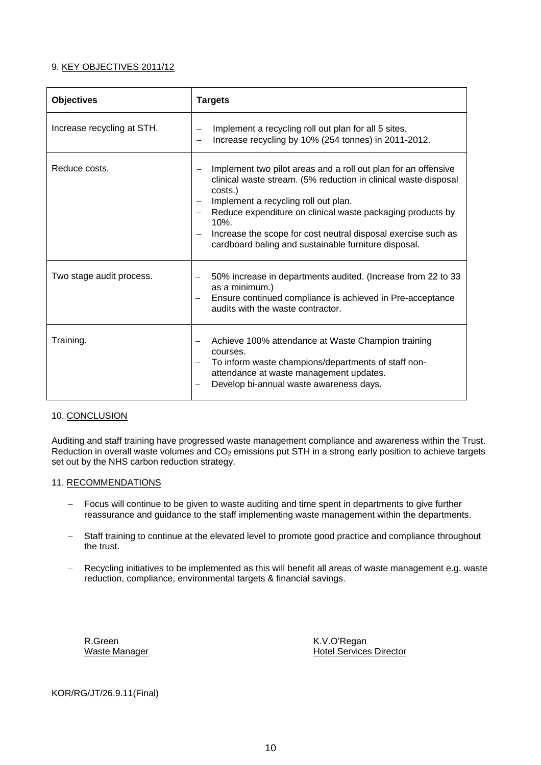## 9. KEY OBJECTIVES 2011/12

| Objectives | Targets |
|---|---|
| Increase recycling at STH. | – Implement a recycling roll out plan for all 5 sites.<br>– Increase recycling by 10% (254 tonnes) in 2011-2012. |
| Reduce costs. | – Implement two pilot areas and a roll out plan for an offensive clinical waste stream. (5% reduction in clinical waste disposal costs.)<br>– Implement a recycling roll out plan.<br>– Reduce expenditure on clinical waste packaging products by 10%.<br>– Increase the scope for cost neutral disposal exercise such as cardboard baling and sustainable furniture disposal. |
| Two stage audit process. | – 50% increase in departments audited. (Increase from 22 to 33 as a minimum.)<br>– Ensure continued compliance is achieved in Pre-acceptance audits with the waste contractor. |
| Training. | – Achieve 100% attendance at Waste Champion training courses.<br>– To inform waste champions/departments of staff non-attendance at waste management updates.<br>– Develop bi-annual waste awareness days. |

## 10. CONCLUSION

Auditing and staff training have progressed waste management compliance and awareness within the Trust. Reduction in overall waste volumes and $CO_2$ emissions put STH in a strong early position to achieve targets set out by the NHS carbon reduction strategy.

## 11. RECOMMENDATIONS

- Focus will continue to be given to waste auditing and time spent in departments to give further reassurance and guidance to the staff implementing waste management within the departments.
- Staff training to continue at the elevated level to promote good practice and compliance throughout the trust.
- Recycling initiatives to be implemented as this will benefit all areas of waste management e.g. waste reduction, compliance, environmental targets & financial savings.

R.Green
Waste Manager

K.V.O'Regan
Hotel Services Director

KOR/RG/JT/26.9.11(Final)